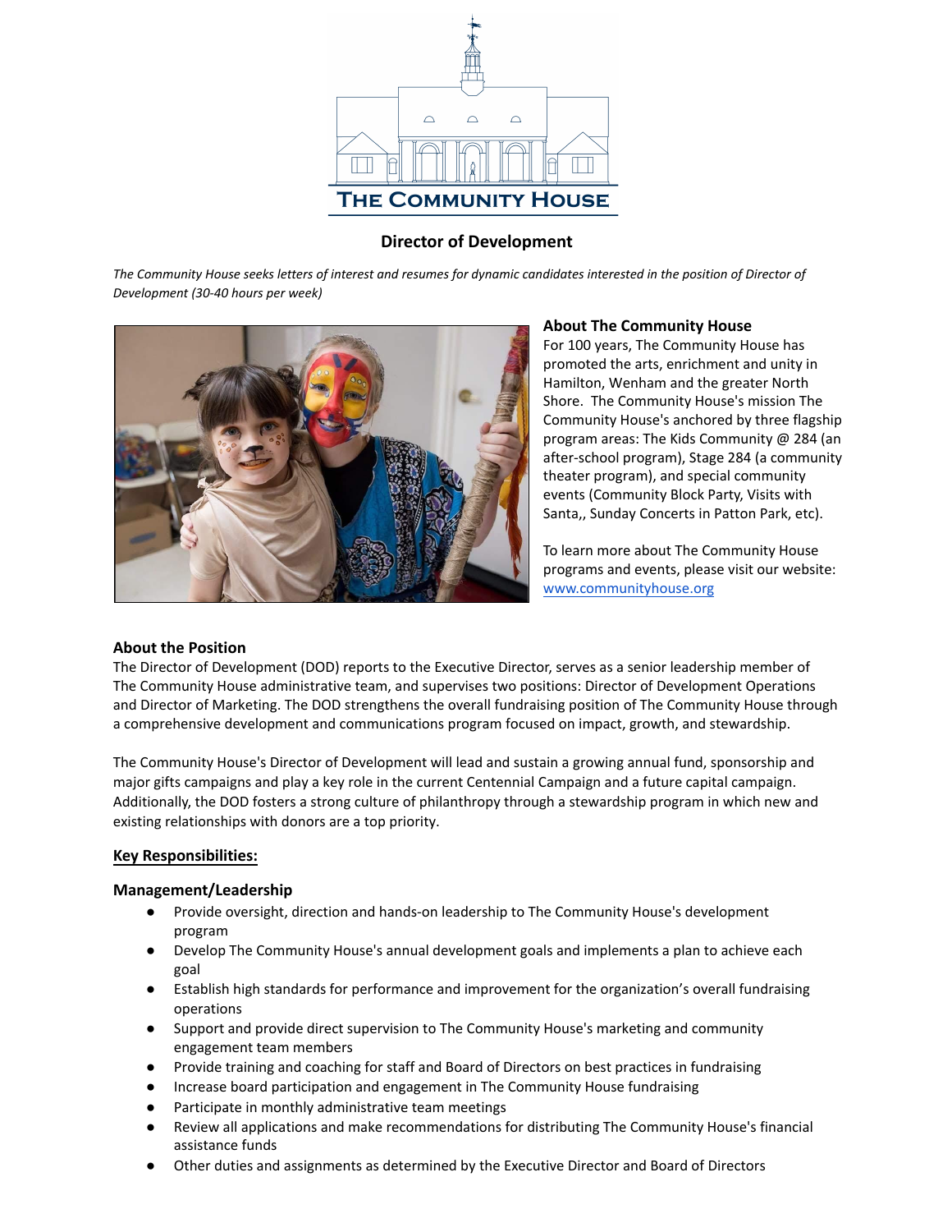# THE COMMUNITY HOUSE

## Director of Development

*The Community House seeks letters of interest and resumes for dynamic candidates interested in the position of Director of Development (30-40 hours per week)*

### About The Community House

For 100 years, The Community House has promoted the arts, enrichment and unity in Hamilton, Wenham and the greater North Shore. The Community House's mission The Community House's anchored by three flagship program areas: The Kids Community @ 284 (an after-school program), Stage 284 (a community theater program), and special community events (Community Block Party, Visits with Santa,, Sunday Concerts in Patton Park, etc).

To learn more about The Community House programs and events, please visit our website: [www.communityhouse.org](http://www.communityhouse.org)

### About the Position

The Director of Development (DOD) reports to the Executive Director, serves as a senior leadership member of The Community House administrative team, and supervises two positions: Director of Development Operations and Director of Marketing. The DOD strengthens the overall fundraising position of The Community House through a comprehensive development and communications program focused on impact, growth, and stewardship.

The Community House's Director of Development will lead and sustain a growing annual fund, sponsorship and major gifts campaigns and play a key role in the current Centennial Campaign and a future capital campaign. Additionally, the DOD fosters a strong culture of philanthropy through a stewardship program in which new and existing relationships with donors are a top priority.

### Key Responsibilities:

### Management/Leadership

- Provide oversight, direction and hands-on leadership to The Community House's development program
- Develop The Community House's annual development goals and implements a plan to achieve each goal
- Establish high standards for performance and improvement for the organization's overall fundraising operations
- Support and provide direct supervision to The Community House's marketing and community engagement team members
- Provide training and coaching for staff and Board of Directors on best practices in fundraising
- Increase board participation and engagement in The Community House fundraising
- Participate in monthly administrative team meetings
- Review all applications and make recommendations for distributing The Community House's financial assistance funds
- Other duties and assignments as determined by the Executive Director and Board of Directors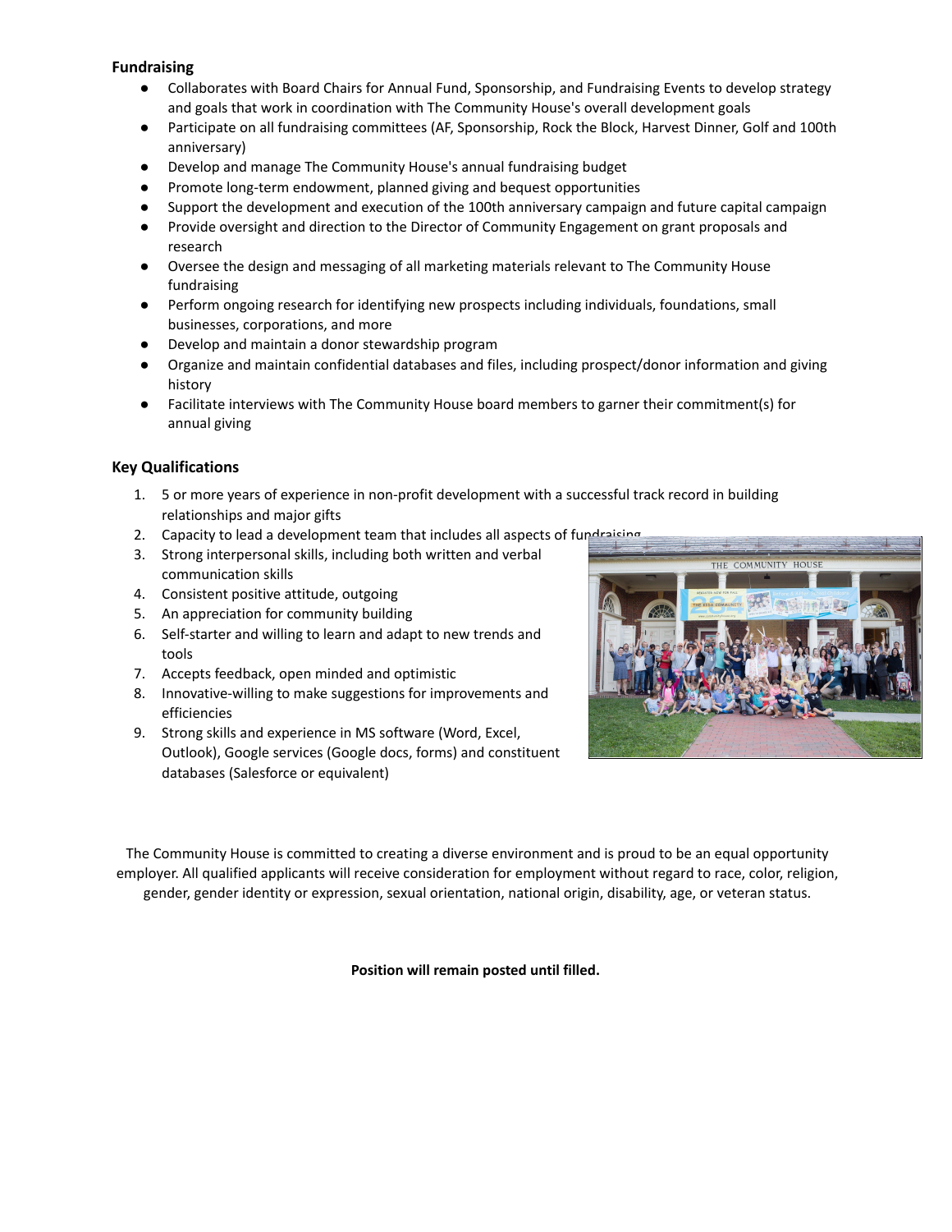### Fundraising

- Collaborates with Board Chairs for Annual Fund, Sponsorship, and Fundraising Events to develop strategy and goals that work in coordination with The Community House's overall development goals
- Participate on all fundraising committees (AF, Sponsorship, Rock the Block, Harvest Dinner, Golf and 100th anniversary)
- Develop and manage The Community House's annual fundraising budget
- Promote long-term endowment, planned giving and bequest opportunities
- Support the development and execution of the 100th anniversary campaign and future capital campaign
- Provide oversight and direction to the Director of Community Engagement on grant proposals and research
- Oversee the design and messaging of all marketing materials relevant to The Community House fundraising
- Perform ongoing research for identifying new prospects including individuals, foundations, small businesses, corporations, and more
- Develop and maintain a donor stewardship program
- Organize and maintain confidential databases and files, including prospect/donor information and giving history
- Facilitate interviews with The Community House board members to garner their commitment(s) for annual giving

### Key Qualifications

1. 5 or more years of experience in non-profit development with a successful track record in building relationships and major gifts
2. Capacity to lead a development team that includes all aspects of fundraising
3. Strong interpersonal skills, including both written and verbal communication skills
4. Consistent positive attitude, outgoing
5. An appreciation for community building
6. Self-starter and willing to learn and adapt to new trends and tools
7. Accepts feedback, open minded and optimistic
8. Innovative-willing to make suggestions for improvements and efficiencies
9. Strong skills and experience in MS software (Word, Excel, Outlook), Google services (Google docs, forms) and constituent databases (Salesforce or equivalent)

The Community House is committed to creating a diverse environment and is proud to be an equal opportunity employer. All qualified applicants will receive consideration for employment without regard to race, color, religion, gender, gender identity or expression, sexual orientation, national origin, disability, age, or veteran status.

**Position will remain posted until filled.**